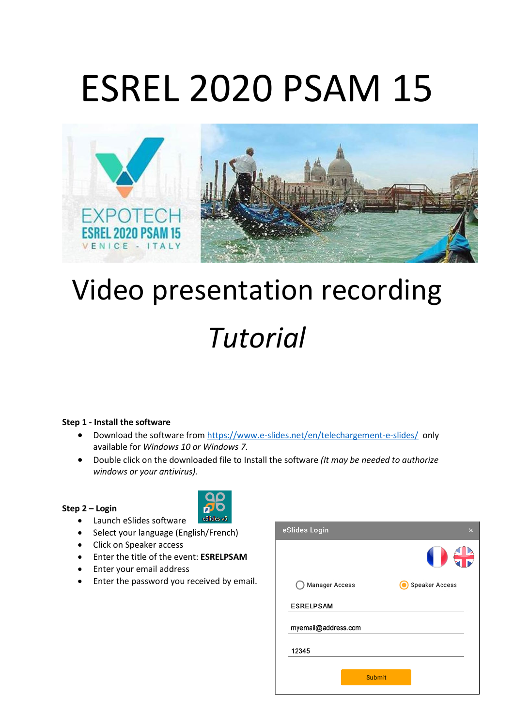# ESREL 2020 PSAM 15

# Video presentation recording

# *Tutorial*

**Step 1 - Install the software**

- Download the software from [https://www.e-slides.net/en/telechargement-e-slides/](https://www.e-slides.net/en/telechargement-e-slides/) only available for *Windows 10 or Windows 7.*
- Double click on the downloaded file to Install the software *(It may be needed to authorize windows or your antivirus).*

**Step 2 – Login**

- Launch eSlides software
- Select your language (English/French)
- Click on Speaker access
- Enter the title of the event: **ESRELPSAM**
- Enter your email address
- Enter the password you received by email.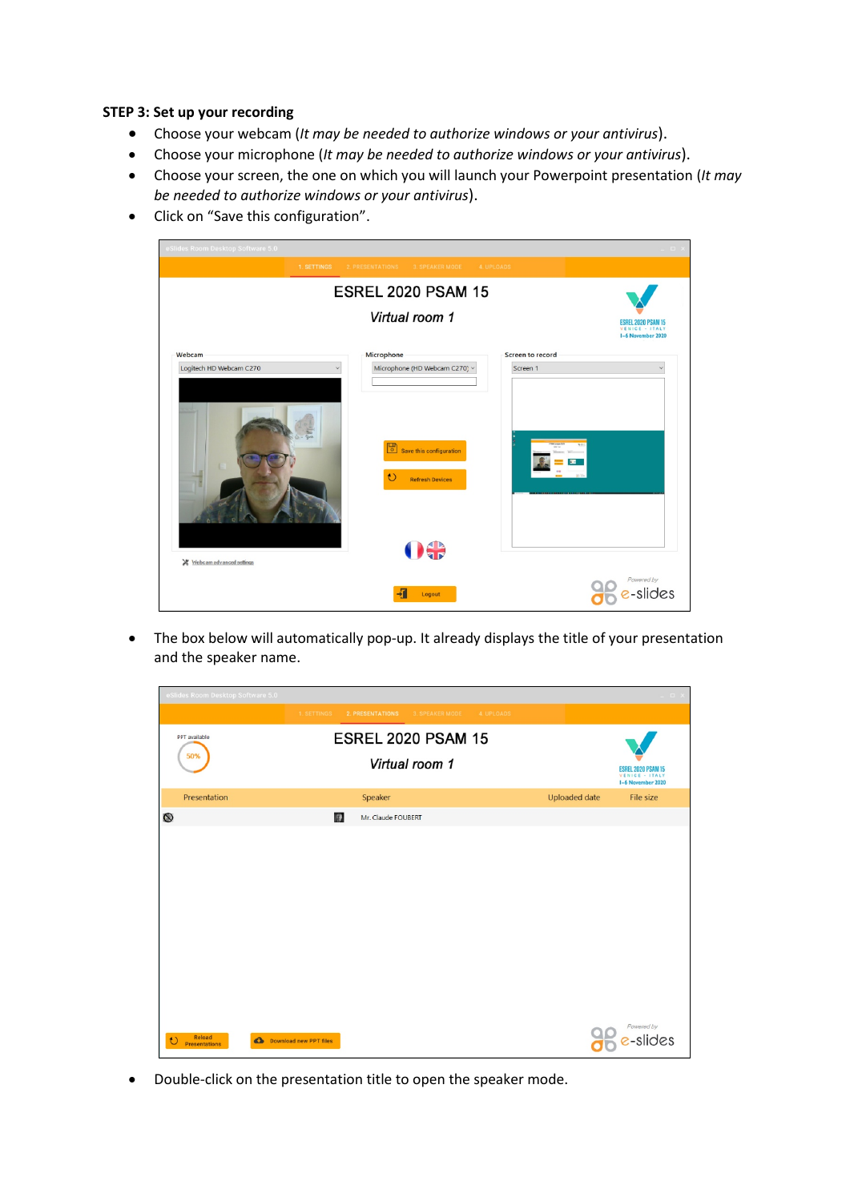**STEP 3: Set up your recording**

- Choose your webcam (*It may be needed to authorize windows or your antivirus*).
- Choose your microphone (*It may be needed to authorize windows or your antivirus*).
- Choose your screen, the one on which you will launch your Powerpoint presentation (*It may be needed to authorize windows or your antivirus*).
- Click on "Save this configuration".

- The box below will automatically pop-up. It already displays the title of your presentation and the speaker name.

- Double-click on the presentation title to open the speaker mode.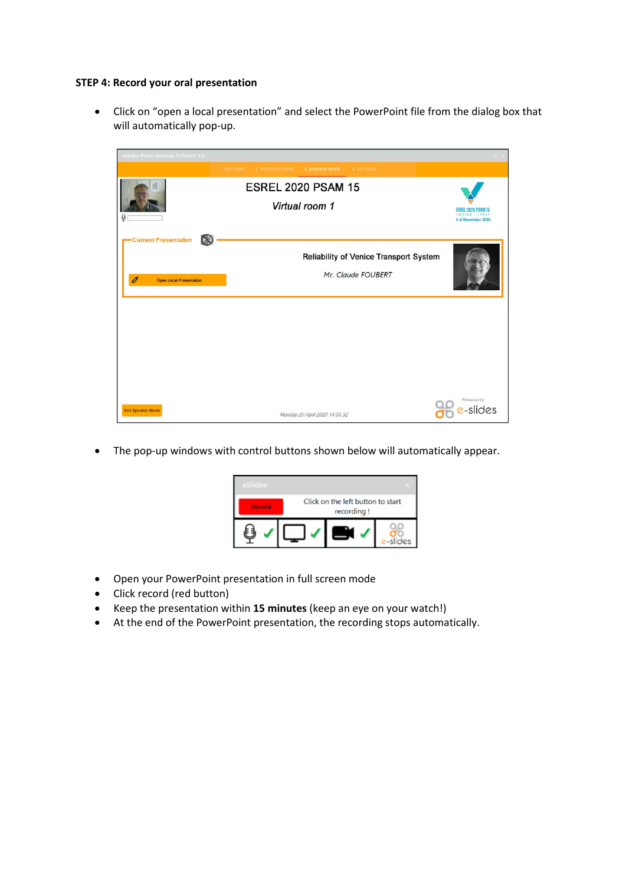**STEP 4: Record your oral presentation**

- Click on “open a local presentation” and select the PowerPoint file from the dialog box that will automatically pop-up.

- The pop-up windows with control buttons shown below will automatically appear.

- Open your PowerPoint presentation in full screen mode
- Click record (red button)
- Keep the presentation within **15 minutes** (keep an eye on your watch!)
- At the end of the PowerPoint presentation, the recording stops automatically.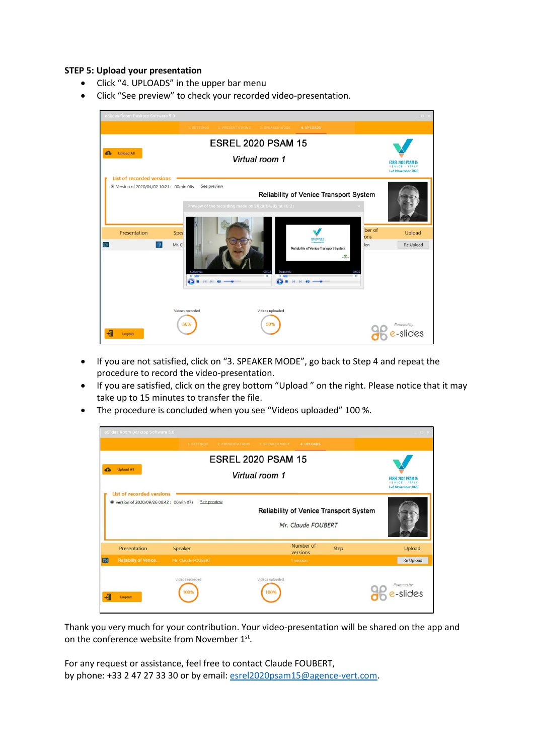**STEP 5: Upload your presentation**

- Click “4. UPLOADS” in the upper bar menu
- Click “See preview” to check your recorded video-presentation.

- If you are not satisfied, click on “3. SPEAKER MODE”, go back to Step 4 and repeat the procedure to record the video-presentation.
- If you are satisfied, click on the grey bottom “Upload ” on the right. Please notice that it may take up to 15 minutes to transfer the file.
- The procedure is concluded when you see “Videos uploaded” 100 %.

Thank you very much for your contribution. Your video-presentation will be shared on the app and on the conference website from November 1st.

For any request or assistance, feel free to contact Claude FOUBERT,
by phone: +33 2 47 27 33 30 or by email: esrel2020psam15@agence-vert.com.